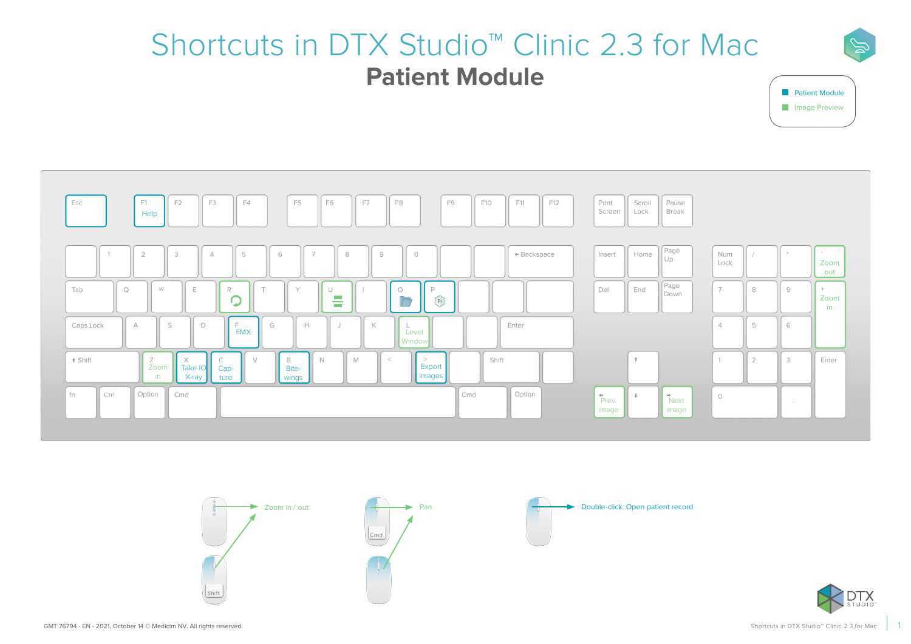# Shortcuts in DTX Studio™ Clinic 2.3 for Mac

## Patient Module

Legend:
- Patient Module
- Image Preview

### Keyboard shortcuts

| Key | Function | Module |
|---|---|---|
| Esc | | Patient Module |
| F1 | Help | Patient Module |
| R | Rotate | Image Preview |
| U | Level (flip) | Image Preview |
| O | Open | Patient Module |
| P | Patient information | Patient Module |
| F | FMX | Patient Module |
| L | Level Window | Image Preview |
| Z | Zoom in | Image Preview |
| X | Take IO X-ray | Patient Module |
| C | Capture | Patient Module |
| B | Bitewings | Patient Module |
| > | Export images | Patient Module |
| ← | Prev. image | Image Preview |
| → | Next image | Image Preview |
| - (numpad) | Zoom out | Image Preview |
| + (numpad) | Zoom in | Image Preview |

### Mouse shortcuts

- Scroll wheel / Shift + mouse: Zoom in / out
- Cmd + mouse: Pan
- Double-click: Open patient record

GMT 76794 - EN - 2021, October 14 © Medicim NV. All rights reserved.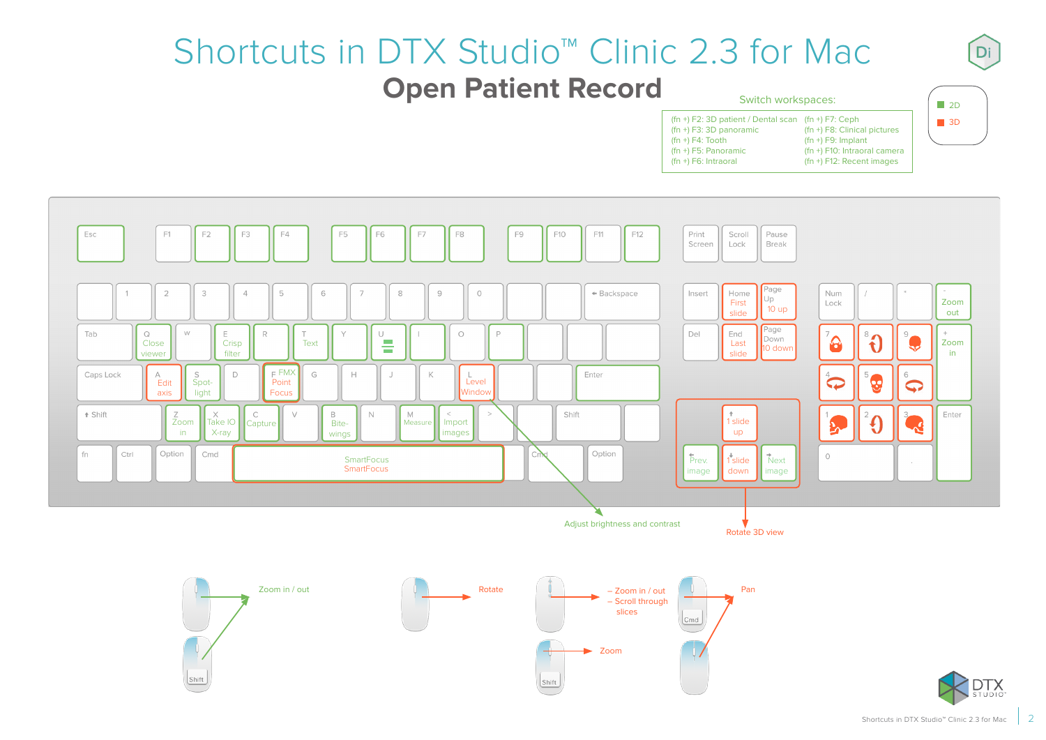# Shortcuts in DTX Studio™ Clinic 2.3 for Mac

## Open Patient Record

**Switch workspaces:**

- (fn +) F2: 3D patient / Dental scan
- (fn +) F3: 3D panoramic
- (fn +) F4: Tooth
- (fn +) F5: Panoramic
- (fn +) F6: Intraoral
- (fn +) F7: Ceph
- (fn +) F8: Clinical pictures
- (fn +) F9: Implant
- (fn +) F10: Intraoral camera
- (fn +) F12: Recent images

Legend: 2D / 3D

**Keyboard shortcuts:**

- Q: Close viewer
- E: Crisp filter
- T: Text
- U: (layout icon)
- A: Edit axis
- S: Spotlight
- F: FMX Point Focus
- L: Level Window
- Z: Zoom in
- X: Take IO X-ray
- C: Capture
- B: Bitewings
- M: Measure
- <: Import images
- Space: SmartFocus / SmartFocus
- Home: First slide
- Page Up: 10 up
- End: Last slide
- Page Down: 10 down
- ↑: 1 slide up
- ↓: 1 slide down
- ←: Prev. image
- →: Next image
- Numpad -: Zoom out
- Numpad +: Zoom in

Adjust brightness and contrast

Rotate 3D view

**Mouse shortcuts:**

- Zoom in / out
- Rotate
- – Zoom in / out
- – Scroll through slices
- Zoom
- Pan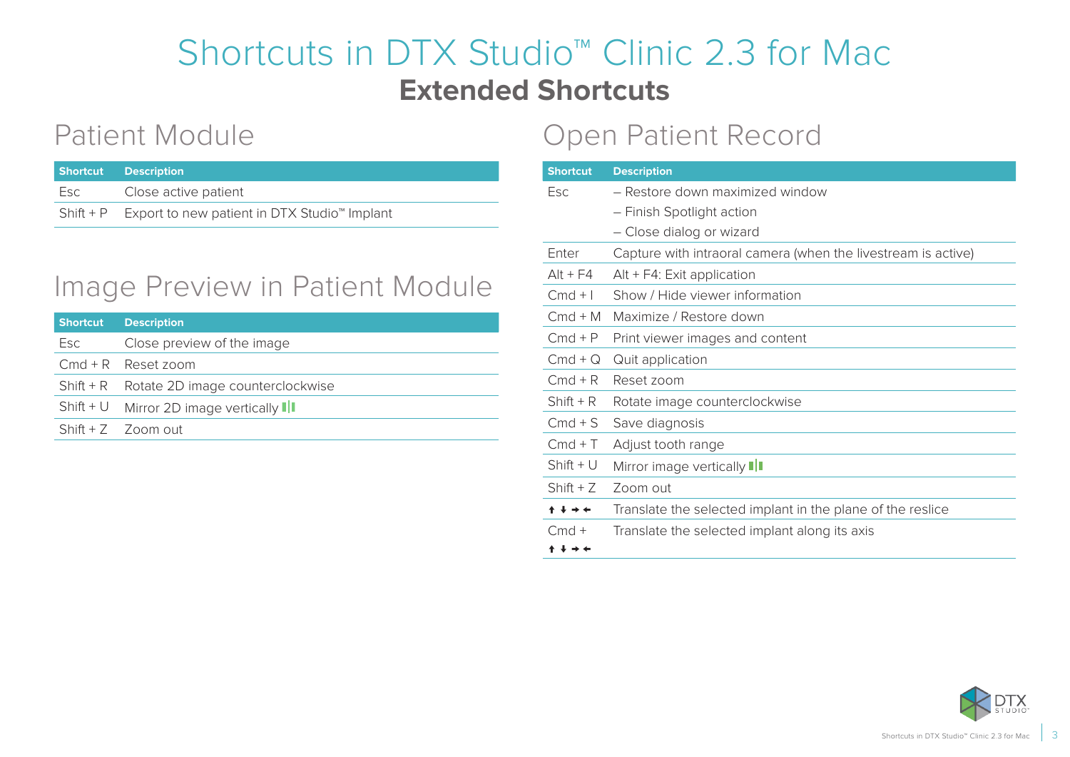# Shortcuts in DTX Studio™ Clinic 2.3 for Mac

## Extended Shortcuts

## Patient Module

| Shortcut | Description |
|---|---|
| Esc | Close active patient |
| Shift + P | Export to new patient in DTX Studio™ Implant |

## Image Preview in Patient Module

| Shortcut | Description |
|---|---|
| Esc | Close preview of the image |
| Cmd + R | Reset zoom |
| Shift + R | Rotate 2D image counterclockwise |
| Shift + U | Mirror 2D image vertically |
| Shift + Z | Zoom out |

## Open Patient Record

| Shortcut | Description |
|---|---|
| Esc | – Restore down maximized window<br>– Finish Spotlight action<br>– Close dialog or wizard |
| Enter | Capture with intraoral camera (when the livestream is active) |
| Alt + F4 | Alt + F4: Exit application |
| Cmd + I | Show / Hide viewer information |
| Cmd + M | Maximize / Restore down |
| Cmd + P | Print viewer images and content |
| Cmd + Q | Quit application |
| Cmd + R | Reset zoom |
| Shift + R | Rotate image counterclockwise |
| Cmd + S | Save diagnosis |
| Cmd + T | Adjust tooth range |
| Shift + U | Mirror image vertically |
| Shift + Z | Zoom out |
| ↑ ↓ → ← | Translate the selected implant in the plane of the reslice |
| Cmd + ↑ ↓ → ← | Translate the selected implant along its axis |